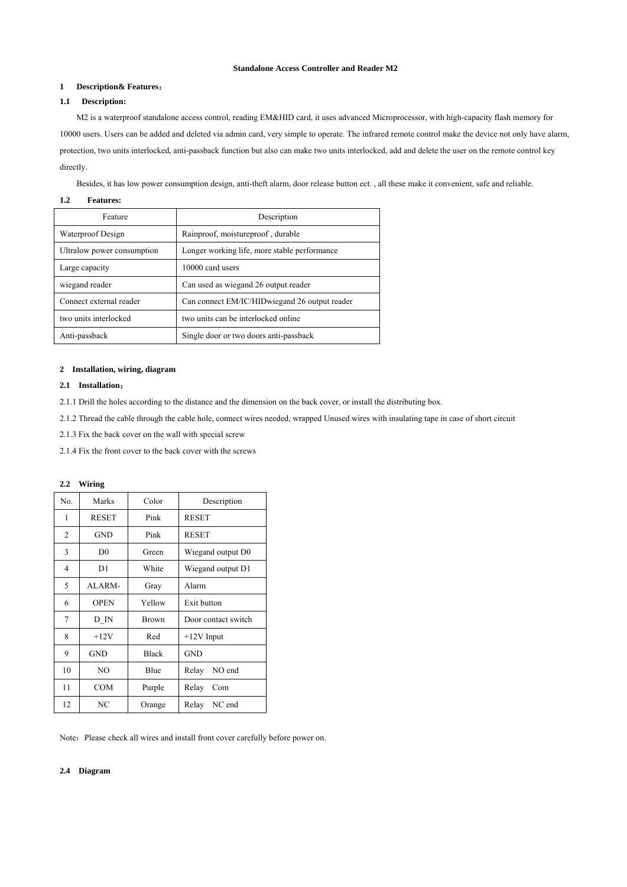# Standalone Access Controller and Reader M2

## 1 Description& Features：

### 1.1 Description:

M2 is a waterproof standalone access control, reading EM&HID card, it uses advanced Microprocessor, with high-capacity flash memory for 10000 users. Users can be added and deleted via admin card, very simple to operate. The infrared remote control make the device not only have alarm, protection, two units interlocked, anti-passback function but also can make two units interlocked, add and delete the user on the remote control key directly.

Besides, it has low power consumption design, anti-theft alarm, door release button ect. , all these make it convenient, safe and reliable.

### 1.2 Features:

| Feature | Description |
|---|---|
| Waterproof Design | Rainproof, moistureproof , durable |
| Ultralow power consumption | Longer working life, more stable performance |
| Large capacity | 10000 card users |
| wiegand reader | Can used as wiegand 26 output reader |
| Connect external reader | Can connect EM/IC/HIDwiegand 26 output reader |
| two units interlocked | two units can be interlocked online |
| Anti-passback | Single door or two doors anti-passback |

## 2 Installation, wiring, diagram

### 2.1 Installation：

2.1.1 Drill the holes according to the distance and the dimension on the back cover, or install the distributing box.

2.1.2 Thread the cable through the cable hole, connect wires needed, wrapped Unused wires with insulating tape in case of short circuit

2.1.3 Fix the back cover on the wall with special screw

2.1.4 Fix the front cover to the back cover with the screws

### 2.2 Wiring

| No. | Marks | Color | Description |
|---|---|---|---|
| 1 | RESET | Pink | RESET |
| 2 | GND | Pink | RESET |
| 3 | D0 | Green | Wiegand output D0 |
| 4 | D1 | White | Wiegand output D1 |
| 5 | ALARM- | Gray | Alarm |
| 6 | OPEN | Yellow | Exit button |
| 7 | D_IN | Brown | Door contact switch |
| 8 | +12V | Red | +12V Input |
| 9 | GND | Black | GND |
| 10 | NO | Blue | Relay NO end |
| 11 | COM | Purple | Relay Com |
| 12 | NC | Orange | Relay NC end |

Note：Please check all wires and install front cover carefully before power on.

### 2.4 Diagram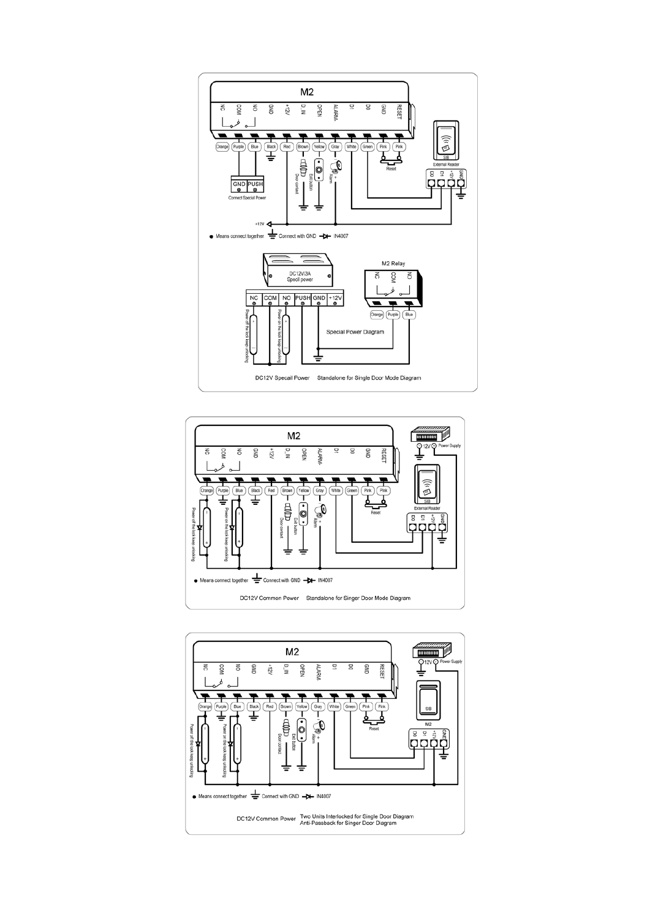## M2

NC COM NO GND +12V D_IN OPEN ALARM- D1 D0 GND RESET

Orange Purple Blue Black Red Brown Yellow Gray White Green Pink Pink

GND PUSH

Connect Special Power

Door contact

Exit button

Alarm

Reset

SIB

External Reader

D0 D1 +12V GND

+12V

● Means connect together ⏚ Connect with GND ⊳| IN4007

DC12V/3A Specil power

NC COM NO PUSH GND +12V

Power off the lock keep unlocking

Power on the lock keep unlocking

M2 Relay

NC COM NO

Orange Purple Blue

Special Power Diagram

DC12V Specail Power     Standalone for Single Door Mode Diagram

---

## M2

NC COM NO GND +12V D_IN OPEN ALARM- D1 D0 GND RESET

Orange Purple Blue Black Red Brown Yellow Gray White Green Pink Pink

12V Power Supply

Power off the lock keep unlocking

Power on the lock keep unlocking

Door contact

Exit button

Alarm

Reset

SIB

External Reader

D0 D1 +12V GND

● Means connect together ⏚ Connect with GND ⊳| IN4007

DC12V Common Power     Standalone for Singer Door Mode Diagram

---

## M2

NC COM NO GND +12V D_IN OPEN ALARM D1 D0 GND RESET

Orange Purple Blue Black Red Brown Yellow Gray White Green Pink Pink

12V Power Supply

Power off the lock keep unlocking

Power on the lock keep unlocking

Door contact

Exit button

Alarm

Reset

SIB

M2

D0 D1 +12V GND

● Means connect together ⏚ Connect with GND ⊳| IN4007

DC12V Common Power     Two Units Interlocked for Single Door Diagram
Anti-Passback for Singer Door Diagram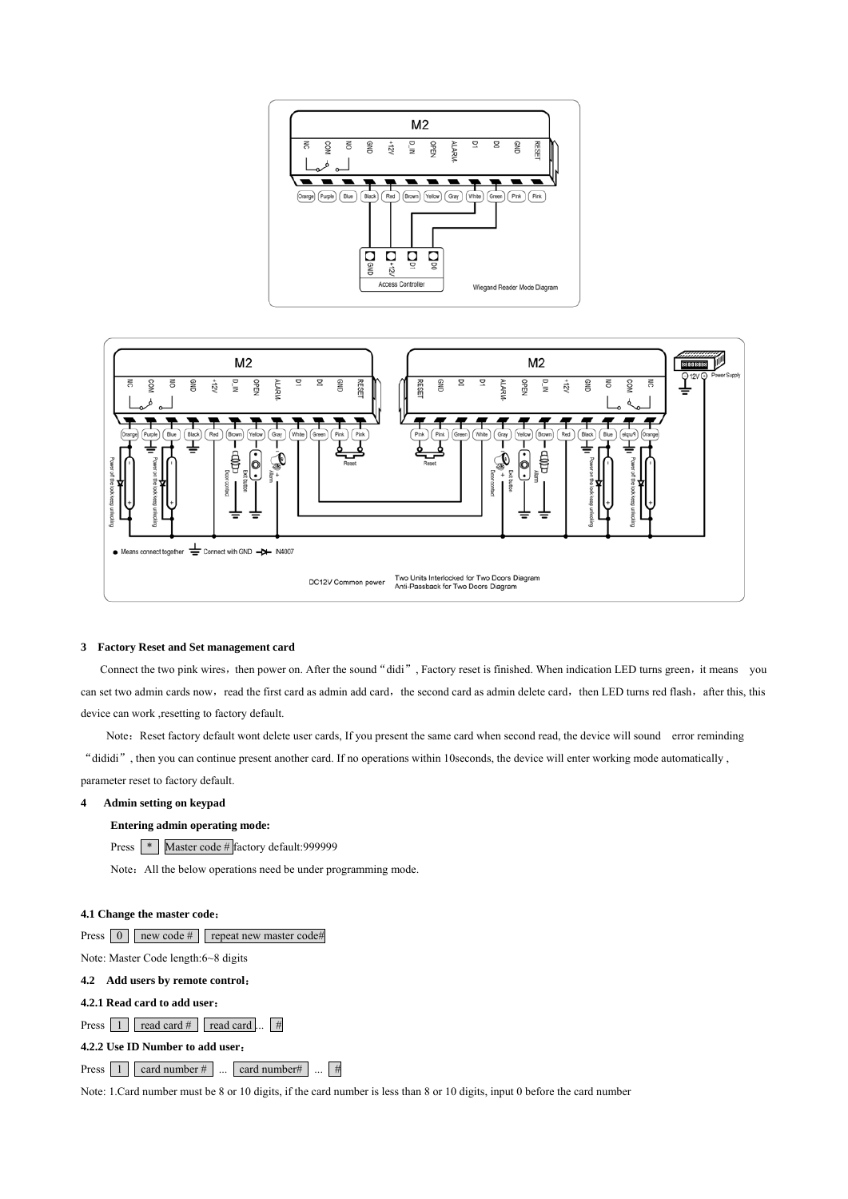## 3 Factory Reset and Set management card

Connect the two pink wires，then power on. After the sound "didi", Factory reset is finished. When indication LED turns green，it means you can set two admin cards now，read the first card as admin add card，the second card as admin delete card，then LED turns red flash，after this, this device can work ,resetting to factory default.

Note：Reset factory default wont delete user cards, If you present the same card when second read, the device will sound error reminding "dididi", then you can continue present another card. If no operations within 10seconds, the device will enter working mode automatically , parameter reset to factory default.

## 4 Admin setting on keypad

**Entering admin operating mode:**

Press * Master code # factory default:999999

Note：All the below operations need be under programming mode.

### 4.1 Change the master code：

Press 0 new code # repeat new master code#

Note: Master Code length:6~8 digits

### 4.2 Add users by remote control：

#### 4.2.1 Read card to add user：

Press 1 read card # read card ... #

#### 4.2.2 Use ID Number to add user：

Press 1 card number # ... card number# ... #

Note: 1.Card number must be 8 or 10 digits, if the card number is less than 8 or 10 digits, input 0 before the card number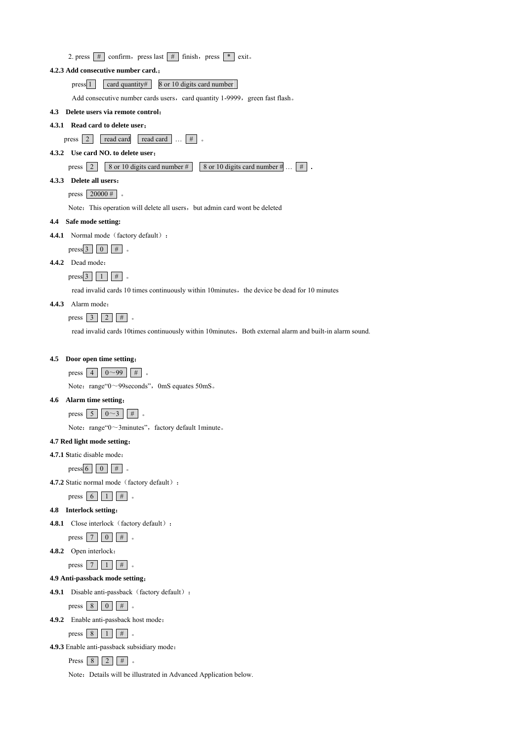2. press # confirm, press last # finish, press * exit。

**4.2.3 Add consecutive number card.:**

press 1 card quantity# 8 or 10 digits card number

Add consecutive number cards users, card quantity 1-9999, green fast flash。

**4.3 Delete users via remote control:**

**4.3.1 Read card to delete user:**

press 2 read card read card … # 。

**4.3.2 Use card NO. to delete user:**

press 2 8 or 10 digits card number # 8 or 10 digits card number # … # .

**4.3.3 Delete all users:**

press 20000 # 。

Note: This operation will delete all users, but admin card wont be deleted

**4.4 Safe mode setting:**

**4.4.1** Normal mode (factory default):

press 3 0 # 。

**4.4.2** Dead mode:

press 3 1 # 。

read invalid cards 10 times continuously within 10minutes, the device be dead for 10 minutes

**4.4.3** Alarm mode:

press 3 2 # 。

read invalid cards 10times continuously within 10minutes, Both external alarm and built-in alarm sound.

**4.5 Door open time setting:**

press 4 0～99 # 。

Note: range"0～99seconds", 0mS equates 50mS。

**4.6 Alarm time setting:**

press 5 0～3 # 。

Note: range"0～3minutes", factory default 1minute。

**4.7 Red light mode setting:**

**4.7.1** Static disable mode:

press 6 0 # 。

**4.7.2** Static normal mode (factory default):

press 6 1 # 。

**4.8 Interlock setting:**

**4.8.1** Close interlock (factory default):

press 7 0 # 。

**4.8.2** Open interlock:

press 7 1 # 。

**4.9 Anti-passback mode setting:**

**4.9.1** Disable anti-passback (factory default):

press 8 0 # 。

**4.9.2** Enable anti-passback host mode:

press 8 1 # 。

**4.9.3** Enable anti-passback subsidiary mode:

Press 8 2 # 。

Note: Details will be illustrated in Advanced Application below.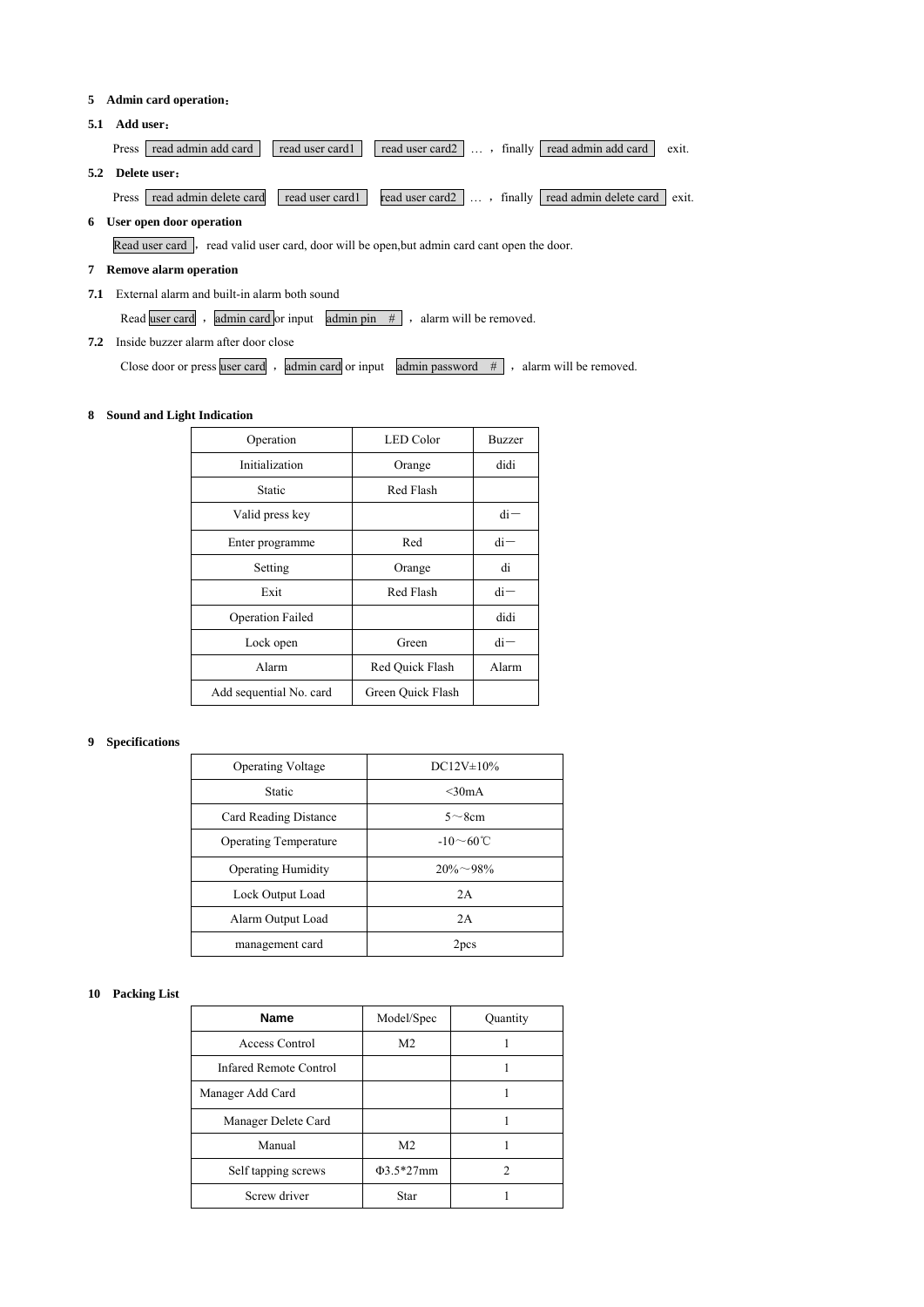## 5 Admin card operation：

### 5.1 Add user：

Press read admin add card  read user card1  read user card2 … ，finally read admin add card  exit.

### 5.2 Delete user：

Press read admin delete card  read user card1  read user card2 … ，finally read admin delete card  exit.

## 6 User open door operation

Read user card ， read valid user card, door will be open,but admin card cant open the door.

## 7 Remove alarm operation

### 7.1 External alarm and built-in alarm both sound

Read user card ， admin card or input admin pin # ， alarm will be removed.

### 7.2 Inside buzzer alarm after door close

Close door or press user card ， admin card or input admin password # ， alarm will be removed.

## 8 Sound and Light Indication

| Operation | LED Color | Buzzer |
|---|---|---|
| Initialization | Orange | didi |
| Static | Red Flash | |
| Valid press key | | di— |
| Enter programme | Red | di— |
| Setting | Orange | di |
| Exit | Red Flash | di— |
| Operation Failed | | didi |
| Lock open | Green | di— |
| Alarm | Red Quick Flash | Alarm |
| Add sequential No. card | Green Quick Flash | |

## 9 Specifications

| Operating Voltage | DC12V±10% |
|---|---|
| Static | <30mA |
| Card Reading Distance | 5～8cm |
| Operating Temperature | -10～60℃ |
| Operating Humidity | 20%～98% |
| Lock Output Load | 2A |
| Alarm Output Load | 2A |
| management card | 2pcs |

## 10 Packing List

| **Name** | Model/Spec | Quantity |
|---|---|---|
| Access Control | M2 | 1 |
| Infared Remote Control | | 1 |
| Manager Add Card | | 1 |
| Manager Delete Card | | 1 |
| Manual | M2 | 1 |
| Self tapping screws | Φ3.5*27mm | 2 |
| Screw driver | Star | 1 |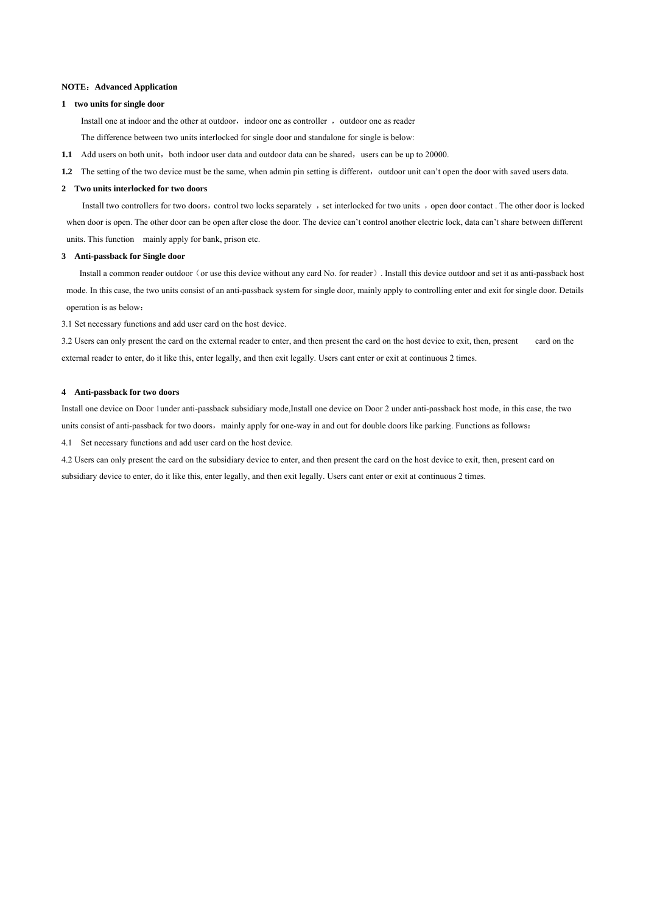**NOTE：Advanced Application**

**1 two units for single door**

Install one at indoor and the other at outdoor，indoor one as controller ，outdoor one as reader

The difference between two units interlocked for single door and standalone for single is below:

**1.1** Add users on both unit，both indoor user data and outdoor data can be shared，users can be up to 20000.

**1.2** The setting of the two device must be the same, when admin pin setting is different，outdoor unit can't open the door with saved users data.

**2 Two units interlocked for two doors**

Install two controllers for two doors，control two locks separately ，set interlocked for two units ，open door contact . The other door is locked when door is open. The other door can be open after close the door. The device can't control another electric lock, data can't share between different units. This function mainly apply for bank, prison etc.

**3 Anti-passback for Single door**

Install a common reader outdoor（or use this device without any card No. for reader）. Install this device outdoor and set it as anti-passback host mode. In this case, the two units consist of an anti-passback system for single door, mainly apply to controlling enter and exit for single door. Details operation is as below：

3.1 Set necessary functions and add user card on the host device.

3.2 Users can only present the card on the external reader to enter, and then present the card on the host device to exit, then, present card on the external reader to enter, do it like this, enter legally, and then exit legally. Users cant enter or exit at continuous 2 times.

**4 Anti-passback for two doors**

Install one device on Door 1under anti-passback subsidiary mode,Install one device on Door 2 under anti-passback host mode, in this case, the two units consist of anti-passback for two doors，mainly apply for one-way in and out for double doors like parking. Functions as follows：

4.1 Set necessary functions and add user card on the host device.

4.2 Users can only present the card on the subsidiary device to enter, and then present the card on the host device to exit, then, present card on subsidiary device to enter, do it like this, enter legally, and then exit legally. Users cant enter or exit at continuous 2 times.